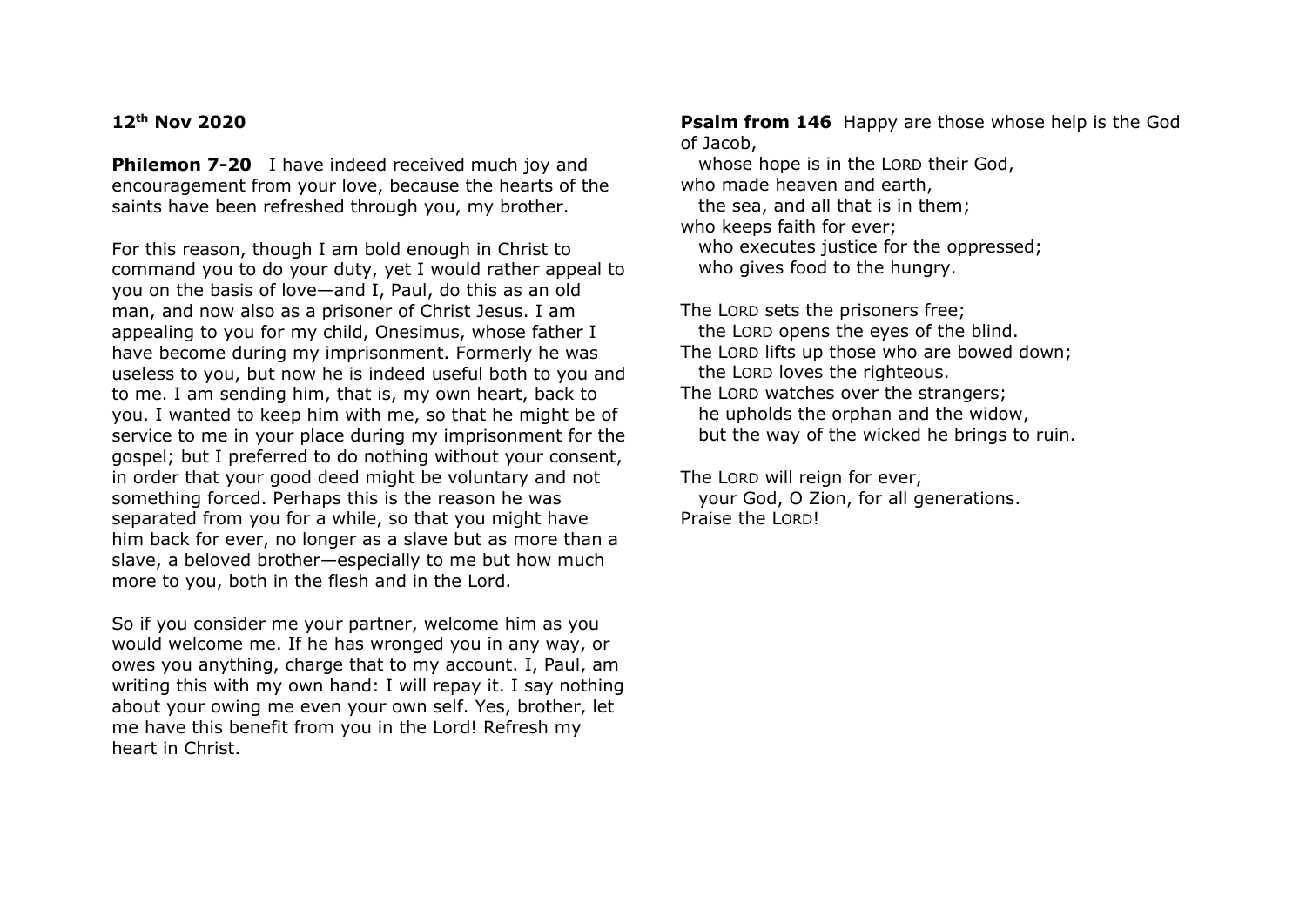**12th Nov 2020**

**Philemon 7-20** I have indeed received much joy and encouragement from your love, because the hearts of the saints have been refreshed through you, my brother.

For this reason, though I am bold enough in Christ to command you to do your duty, yet I would rather appeal to you on the basis of love—and I, Paul, do this as an old man, and now also as a prisoner of Christ Jesus. I am appealing to you for my child, Onesimus, whose father I have become during my imprisonment. Formerly he was useless to you, but now he is indeed useful both to you and to me. I am sending him, that is, my own heart, back to you. I wanted to keep him with me, so that he might be of service to me in your place during my imprisonment for the gospel; but I preferred to do nothing without your consent, in order that your good deed might be voluntary and not something forced. Perhaps this is the reason he was separated from you for a while, so that you might have him back for ever, no longer as a slave but as more than a slave, a beloved brother—especially to me but how much more to you, both in the flesh and in the Lord.

So if you consider me your partner, welcome him as you would welcome me. If he has wronged you in any way, or owes you anything, charge that to my account. I, Paul, am writing this with my own hand: I will repay it. I say nothing about your owing me even your own self. Yes, brother, let me have this benefit from you in the Lord! Refresh my heart in Christ.

**Psalm from 146** Happy are those whose help is the God of Jacob,
whose hope is in the LORD their God,
who made heaven and earth,
the sea, and all that is in them;
who keeps faith for ever;
who executes justice for the oppressed;
who gives food to the hungry.

The LORD sets the prisoners free;
the LORD opens the eyes of the blind.
The LORD lifts up those who are bowed down;
the LORD loves the righteous.
The LORD watches over the strangers;
he upholds the orphan and the widow,
but the way of the wicked he brings to ruin.

The LORD will reign for ever,
your God, O Zion, for all generations.
Praise the LORD!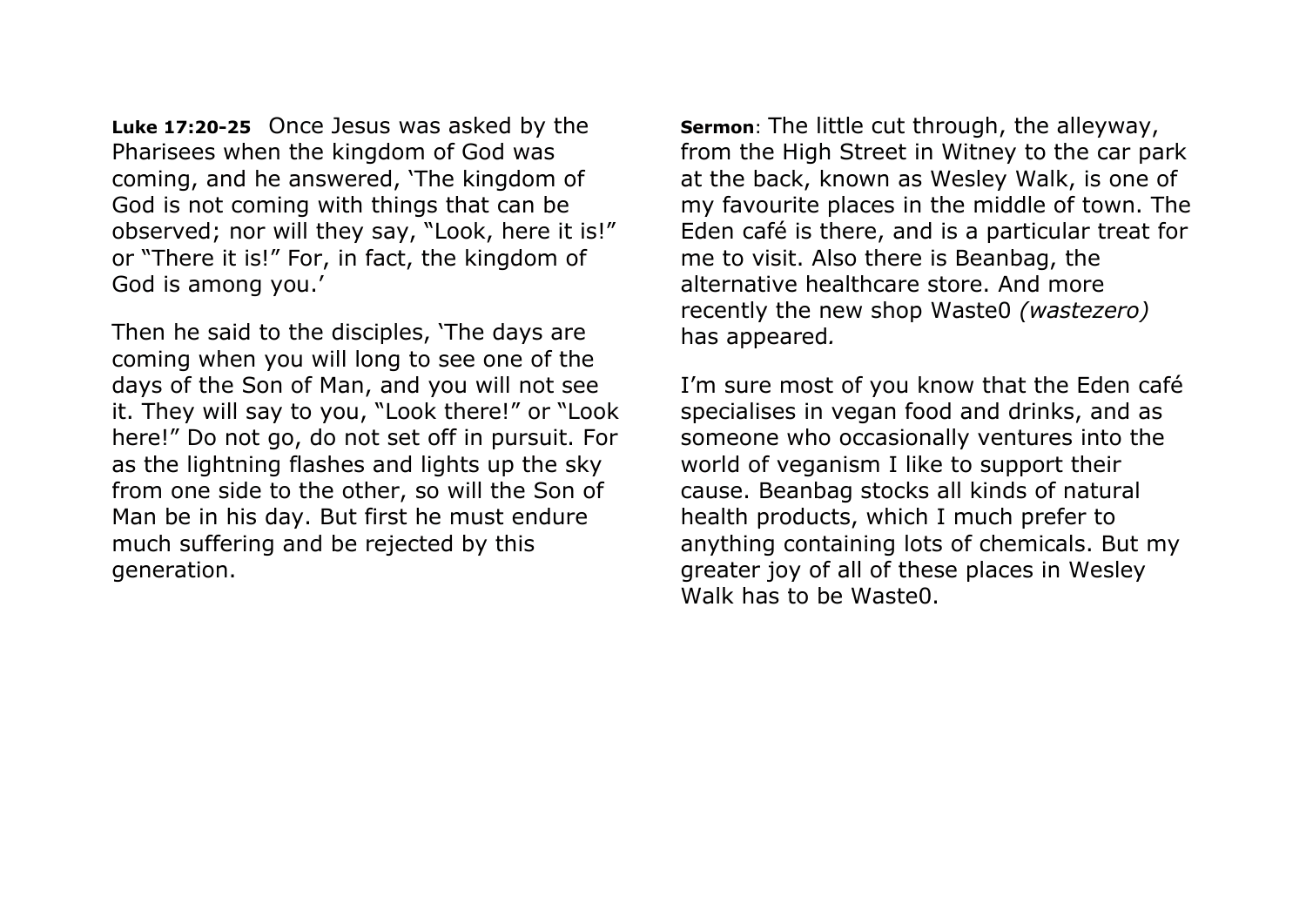**Luke 17:20-25** Once Jesus was asked by the Pharisees when the kingdom of God was coming, and he answered, 'The kingdom of God is not coming with things that can be observed; nor will they say, "Look, here it is!" or "There it is!" For, in fact, the kingdom of God is among you.'

Then he said to the disciples, 'The days are coming when you will long to see one of the days of the Son of Man, and you will not see it. They will say to you, "Look there!" or "Look here!" Do not go, do not set off in pursuit. For as the lightning flashes and lights up the sky from one side to the other, so will the Son of Man be in his day. But first he must endure much suffering and be rejected by this generation.

**Sermon**: The little cut through, the alleyway, from the High Street in Witney to the car park at the back, known as Wesley Walk, is one of my favourite places in the middle of town. The Eden café is there, and is a particular treat for me to visit. Also there is Beanbag, the alternative healthcare store. And more recently the new shop Waste0 *(wastezero)* has appeared*.*

I'm sure most of you know that the Eden café specialises in vegan food and drinks, and as someone who occasionally ventures into the world of veganism I like to support their cause. Beanbag stocks all kinds of natural health products, which I much prefer to anything containing lots of chemicals. But my greater joy of all of these places in Wesley Walk has to be Waste0.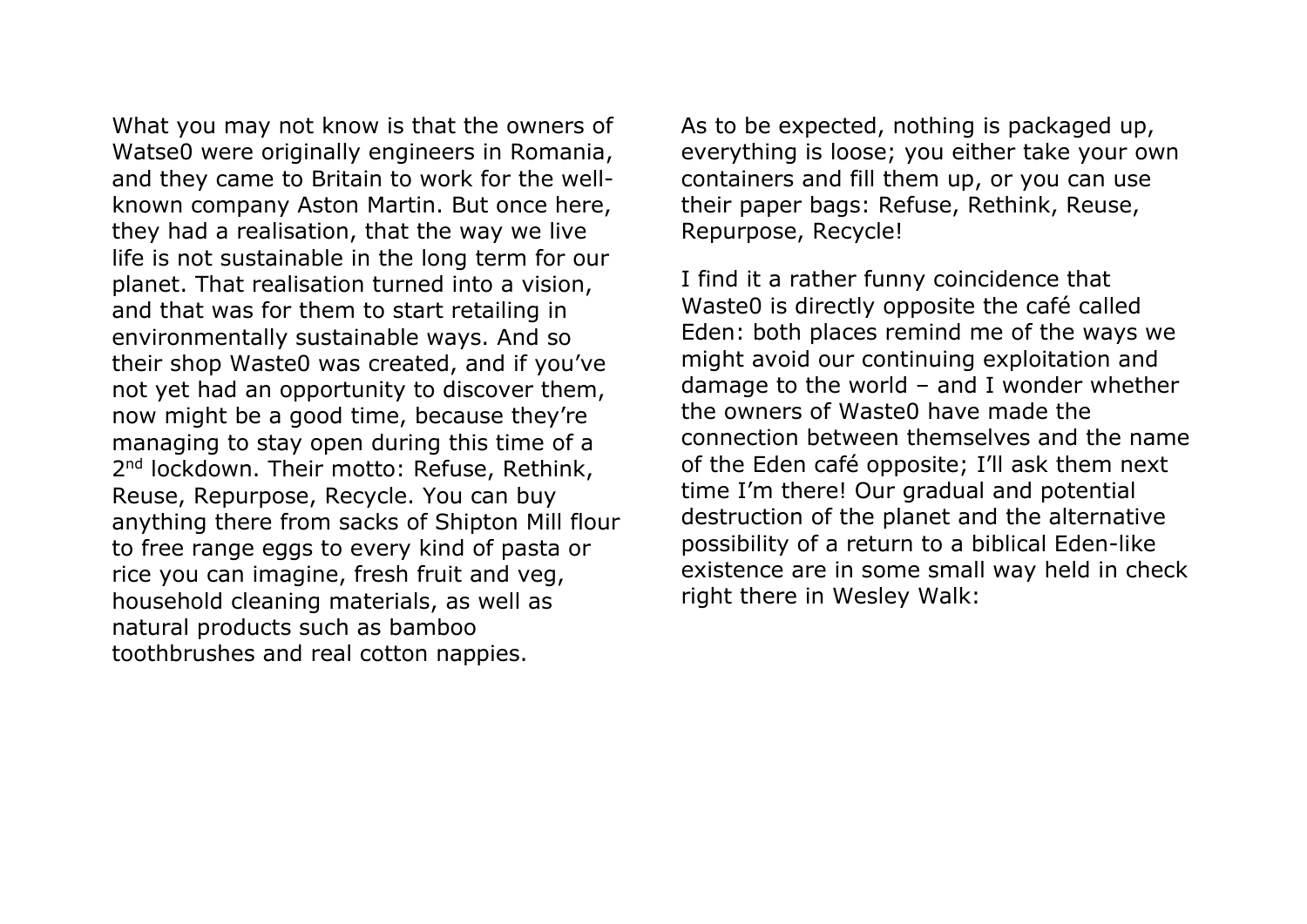What you may not know is that the owners of Watse0 were originally engineers in Romania, and they came to Britain to work for the well-known company Aston Martin. But once here, they had a realisation, that the way we live life is not sustainable in the long term for our planet. That realisation turned into a vision, and that was for them to start retailing in environmentally sustainable ways. And so their shop Waste0 was created, and if you've not yet had an opportunity to discover them, now might be a good time, because they're managing to stay open during this time of a 2nd lockdown. Their motto: Refuse, Rethink, Reuse, Repurpose, Recycle. You can buy anything there from sacks of Shipton Mill flour to free range eggs to every kind of pasta or rice you can imagine, fresh fruit and veg, household cleaning materials, as well as natural products such as bamboo toothbrushes and real cotton nappies.

As to be expected, nothing is packaged up, everything is loose; you either take your own containers and fill them up, or you can use their paper bags: Refuse, Rethink, Reuse, Repurpose, Recycle!

I find it a rather funny coincidence that Waste0 is directly opposite the café called Eden: both places remind me of the ways we might avoid our continuing exploitation and damage to the world – and I wonder whether the owners of Waste0 have made the connection between themselves and the name of the Eden café opposite; I'll ask them next time I'm there! Our gradual and potential destruction of the planet and the alternative possibility of a return to a biblical Eden-like existence are in some small way held in check right there in Wesley Walk: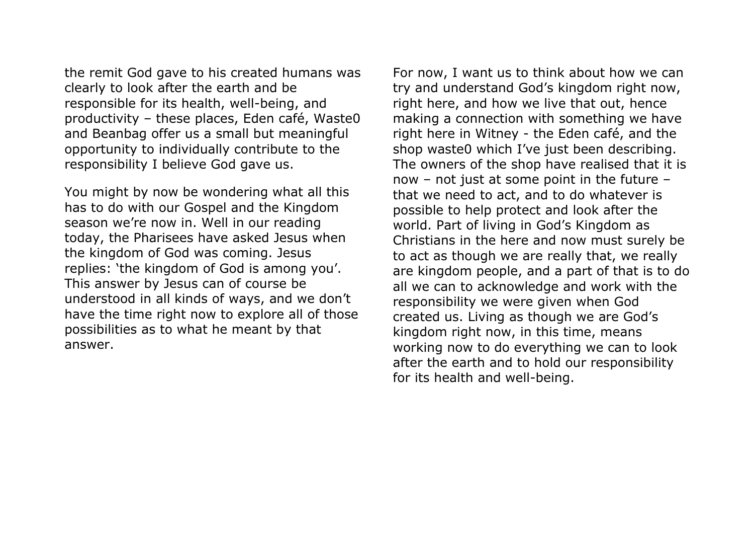the remit God gave to his created humans was clearly to look after the earth and be responsible for its health, well-being, and productivity – these places, Eden café, Waste0 and Beanbag offer us a small but meaningful opportunity to individually contribute to the responsibility I believe God gave us.

You might by now be wondering what all this has to do with our Gospel and the Kingdom season we're now in. Well in our reading today, the Pharisees have asked Jesus when the kingdom of God was coming. Jesus replies: 'the kingdom of God is among you'. This answer by Jesus can of course be understood in all kinds of ways, and we don't have the time right now to explore all of those possibilities as to what he meant by that answer.

For now, I want us to think about how we can try and understand God's kingdom right now, right here, and how we live that out, hence making a connection with something we have right here in Witney - the Eden café, and the shop waste0 which I've just been describing. The owners of the shop have realised that it is now – not just at some point in the future – that we need to act, and to do whatever is possible to help protect and look after the world. Part of living in God's Kingdom as Christians in the here and now must surely be to act as though we are really that, we really are kingdom people, and a part of that is to do all we can to acknowledge and work with the responsibility we were given when God created us. Living as though we are God's kingdom right now, in this time, means working now to do everything we can to look after the earth and to hold our responsibility for its health and well-being.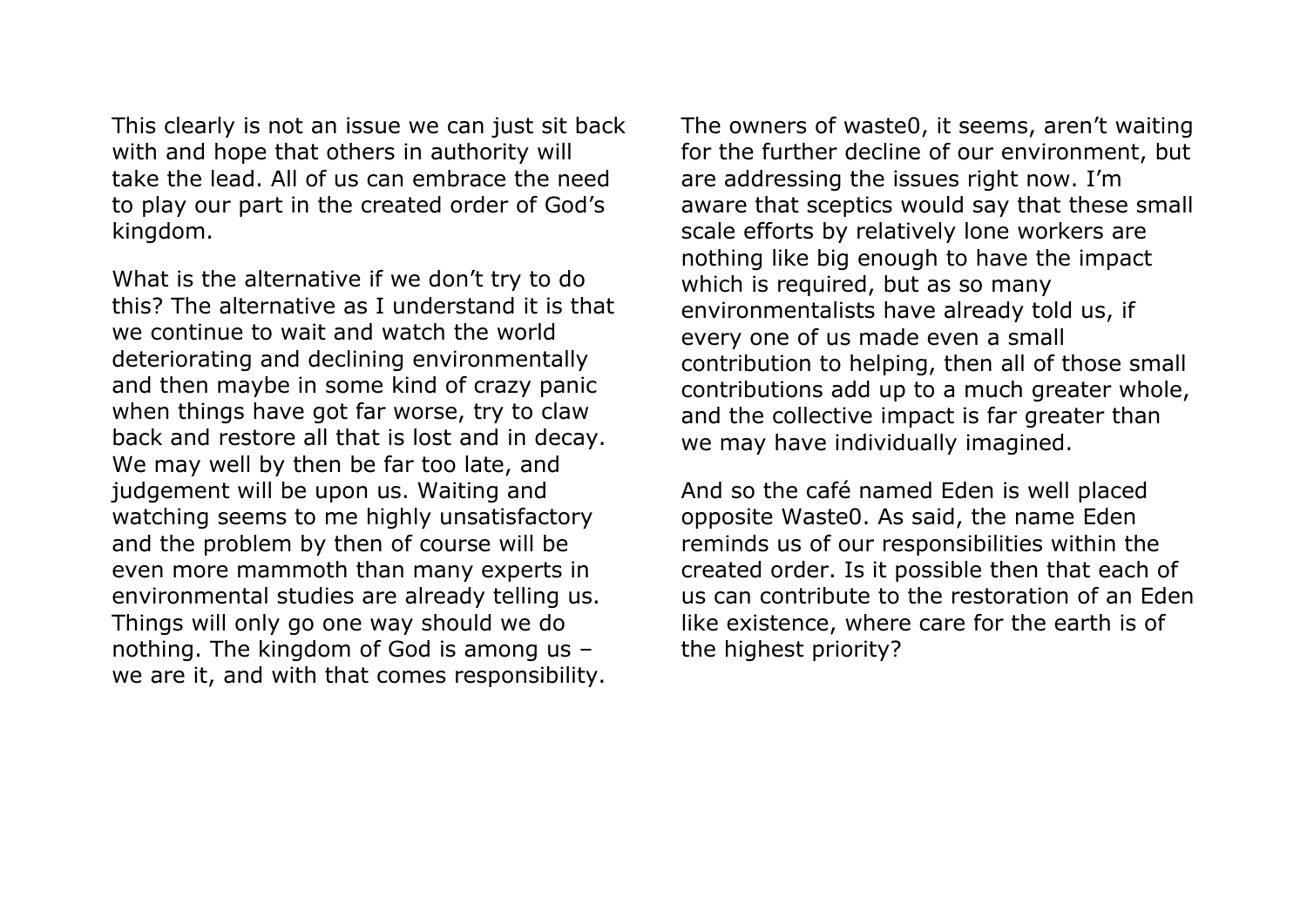This clearly is not an issue we can just sit back with and hope that others in authority will take the lead. All of us can embrace the need to play our part in the created order of God's kingdom.

What is the alternative if we don't try to do this? The alternative as I understand it is that we continue to wait and watch the world deteriorating and declining environmentally and then maybe in some kind of crazy panic when things have got far worse, try to claw back and restore all that is lost and in decay. We may well by then be far too late, and judgement will be upon us. Waiting and watching seems to me highly unsatisfactory and the problem by then of course will be even more mammoth than many experts in environmental studies are already telling us. Things will only go one way should we do nothing. The kingdom of God is among us – we are it, and with that comes responsibility.

The owners of waste0, it seems, aren't waiting for the further decline of our environment, but are addressing the issues right now. I'm aware that sceptics would say that these small scale efforts by relatively lone workers are nothing like big enough to have the impact which is required, but as so many environmentalists have already told us, if every one of us made even a small contribution to helping, then all of those small contributions add up to a much greater whole, and the collective impact is far greater than we may have individually imagined.

And so the café named Eden is well placed opposite Waste0. As said, the name Eden reminds us of our responsibilities within the created order. Is it possible then that each of us can contribute to the restoration of an Eden like existence, where care for the earth is of the highest priority?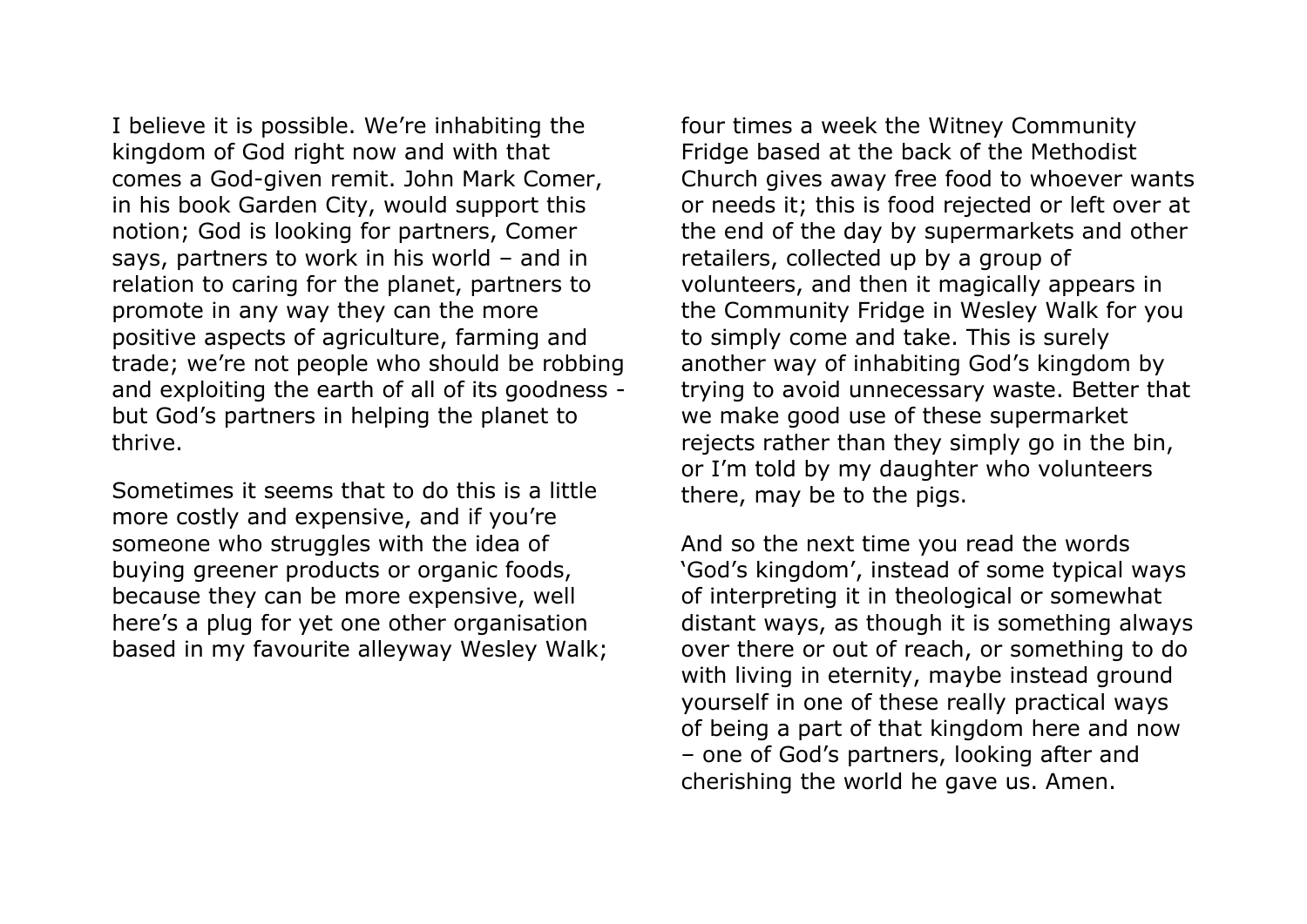I believe it is possible. We're inhabiting the kingdom of God right now and with that comes a God-given remit. John Mark Comer, in his book Garden City, would support this notion; God is looking for partners, Comer says, partners to work in his world – and in relation to caring for the planet, partners to promote in any way they can the more positive aspects of agriculture, farming and trade; we're not people who should be robbing and exploiting the earth of all of its goodness - but God's partners in helping the planet to thrive.

Sometimes it seems that to do this is a little more costly and expensive, and if you're someone who struggles with the idea of buying greener products or organic foods, because they can be more expensive, well here's a plug for yet one other organisation based in my favourite alleyway Wesley Walk; four times a week the Witney Community Fridge based at the back of the Methodist Church gives away free food to whoever wants or needs it; this is food rejected or left over at the end of the day by supermarkets and other retailers, collected up by a group of volunteers, and then it magically appears in the Community Fridge in Wesley Walk for you to simply come and take. This is surely another way of inhabiting God's kingdom by trying to avoid unnecessary waste. Better that we make good use of these supermarket rejects rather than they simply go in the bin, or I'm told by my daughter who volunteers there, may be to the pigs.

And so the next time you read the words 'God's kingdom', instead of some typical ways of interpreting it in theological or somewhat distant ways, as though it is something always over there or out of reach, or something to do with living in eternity, maybe instead ground yourself in one of these really practical ways of being a part of that kingdom here and now – one of God's partners, looking after and cherishing the world he gave us. Amen.